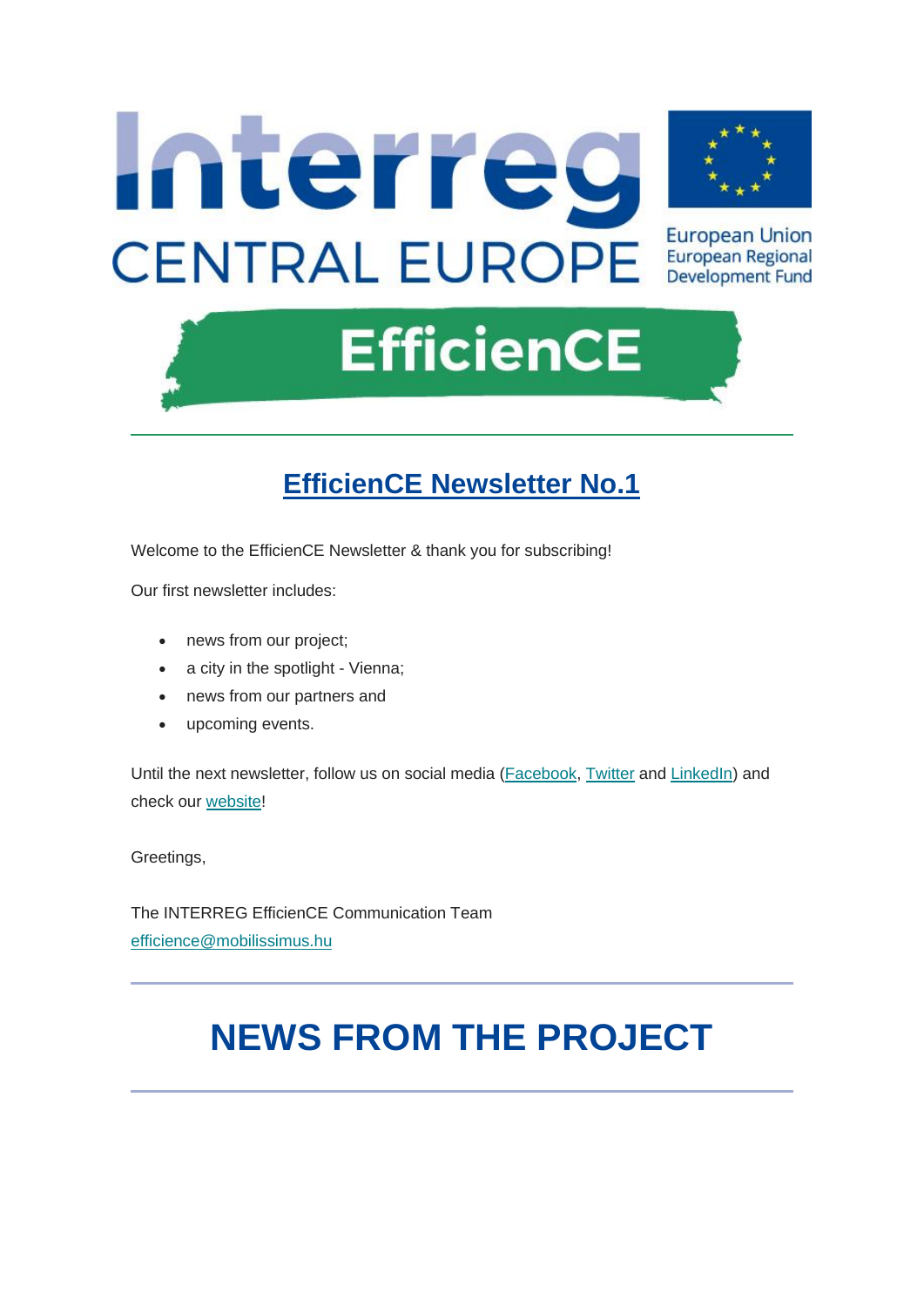Interreg
CENTRAL EUROPE

European Union
European Regional
Development Fund

EfficienCE

# EfficienCE Newsletter No.1

Welcome to the EfficienCE Newsletter & thank you for subscribing!

Our first newsletter includes:

- news from our project;
- a city in the spotlight - Vienna;
- news from our partners and
- upcoming events.

Until the next newsletter, follow us on social media (Facebook, Twitter and LinkedIn) and check our website!

Greetings,

The INTERREG EfficienCE Communication Team
efficience@mobilissimus.hu

# NEWS FROM THE PROJECT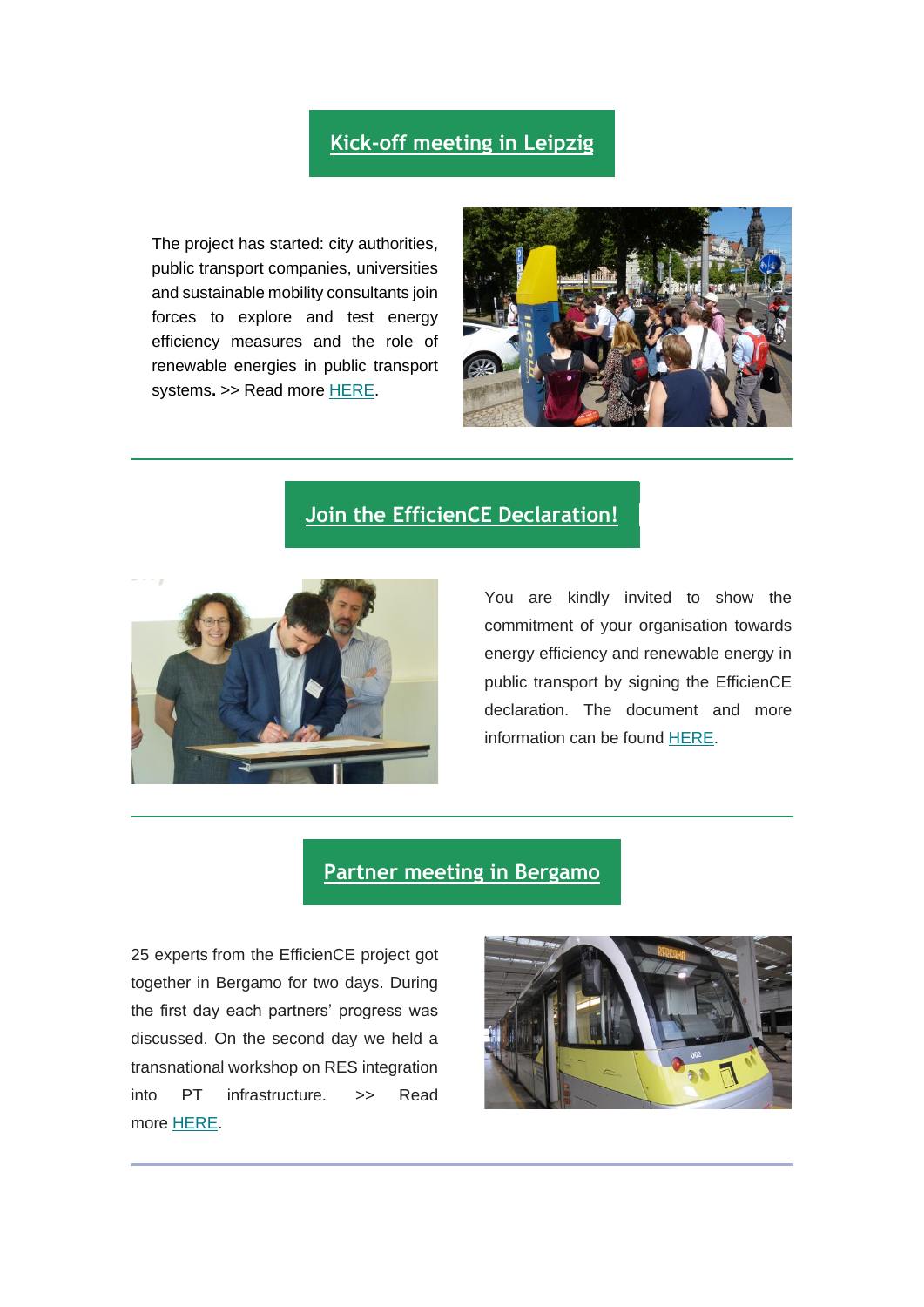## Kick-off meeting in Leipzig

The project has started: city authorities, public transport companies, universities and sustainable mobility consultants join forces to explore and test energy efficiency measures and the role of renewable energies in public transport systems. >> Read more HERE.

---

## Join the EfficienCE Declaration!

You are kindly invited to show the commitment of your organisation towards energy efficiency and renewable energy in public transport by signing the EfficienCE declaration. The document and more information can be found HERE.

---

## Partner meeting in Bergamo

25 experts from the EfficienCE project got together in Bergamo for two days. During the first day each partners' progress was discussed. On the second day we held a transnational workshop on RES integration into PT infrastructure. >> Read more HERE.

---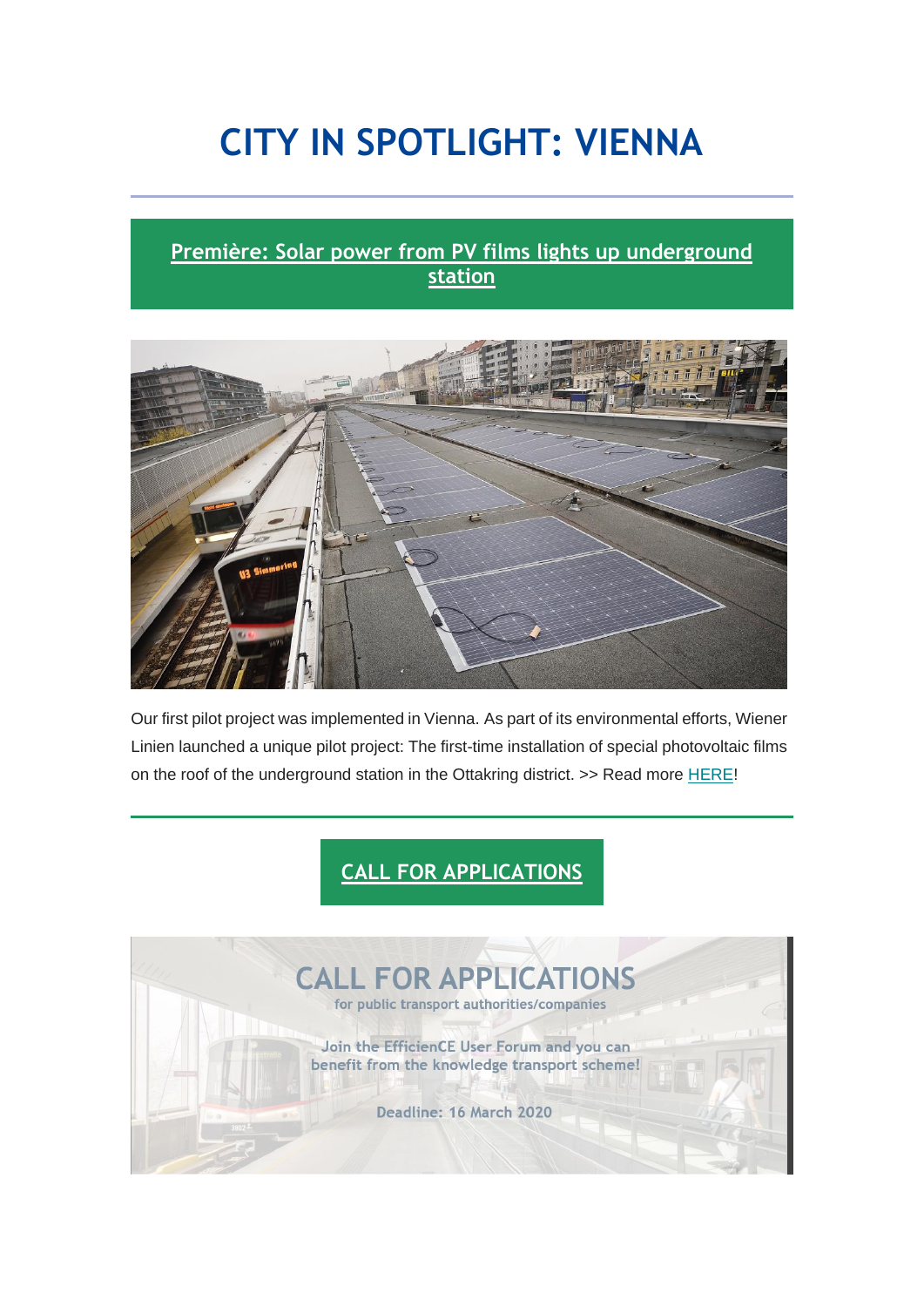# CITY IN SPOTLIGHT: VIENNA

## Première: Solar power from PV films lights up underground station

Our first pilot project was implemented in Vienna. As part of its environmental efforts, Wiener Linien launched a unique pilot project: The first-time installation of special photovoltaic films on the roof of the underground station in the Ottakring district. >> Read more HERE!

## CALL FOR APPLICATIONS

CALL FOR APPLICATIONS
for public transport authorities/companies

Join the EfficienCE User Forum and you can benefit from the knowledge transport scheme!

Deadline: 16 March 2020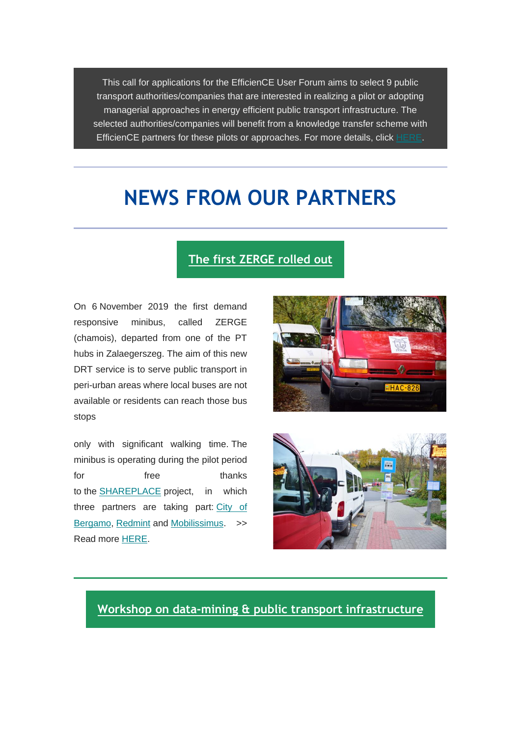This call for applications for the EfficienCE User Forum aims to select 9 public transport authorities/companies that are interested in realizing a pilot or adopting managerial approaches in energy efficient public transport infrastructure. The selected authorities/companies will benefit from a knowledge transfer scheme with EfficienCE partners for these pilots or approaches. For more details, click HERE.

# NEWS FROM OUR PARTNERS

## The first ZERGE rolled out

On 6 November 2019 the first demand responsive minibus, called ZERGE (chamois), departed from one of the PT hubs in Zalaegerszeg. The aim of this new DRT service is to serve public transport in peri-urban areas where local buses are not available or residents can reach those bus stops only with significant walking time. The minibus is operating during the pilot period for free thanks to the SHAREPLACE project, in which three partners are taking part: City of Bergamo, Redmint and Mobilissimus. >> Read more HERE.

## Workshop on data-mining & public transport infrastructure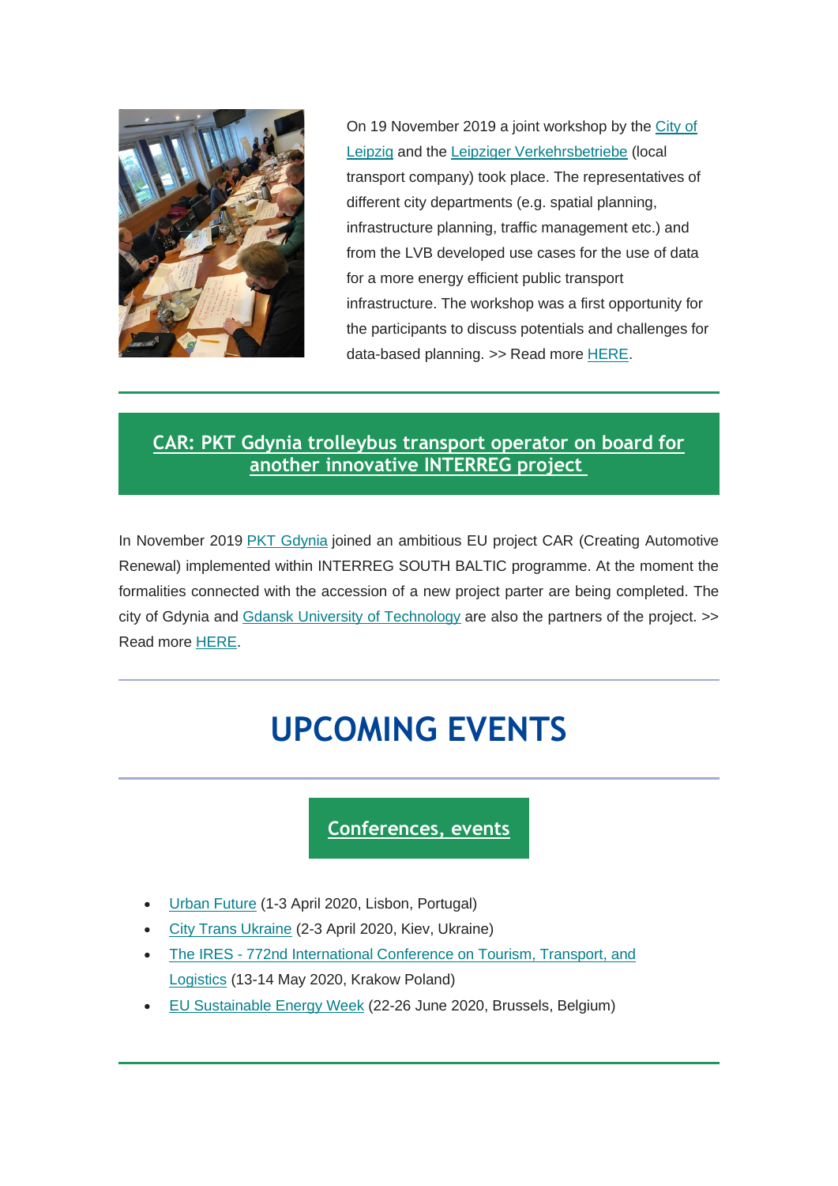On 19 November 2019 a joint workshop by the City of Leipzig and the Leipziger Verkehrsbetriebe (local transport company) took place. The representatives of different city departments (e.g. spatial planning, infrastructure planning, traffic management etc.) and from the LVB developed use cases for the use of data for a more energy efficient public transport infrastructure. The workshop was a first opportunity for the participants to discuss potentials and challenges for data-based planning. >> Read more HERE.

## CAR: PKT Gdynia trolleybus transport operator on board for another innovative INTERREG project

In November 2019 PKT Gdynia joined an ambitious EU project CAR (Creating Automotive Renewal) implemented within INTERREG SOUTH BALTIC programme. At the moment the formalities connected with the accession of a new project parter are being completed. The city of Gdynia and Gdansk University of Technology are also the partners of the project. >> Read more HERE.

# UPCOMING EVENTS

## Conferences, events

- Urban Future (1-3 April 2020, Lisbon, Portugal)
- City Trans Ukraine (2-3 April 2020, Kiev, Ukraine)
- The IRES - 772nd International Conference on Tourism, Transport, and Logistics (13-14 May 2020, Krakow Poland)
- EU Sustainable Energy Week (22-26 June 2020, Brussels, Belgium)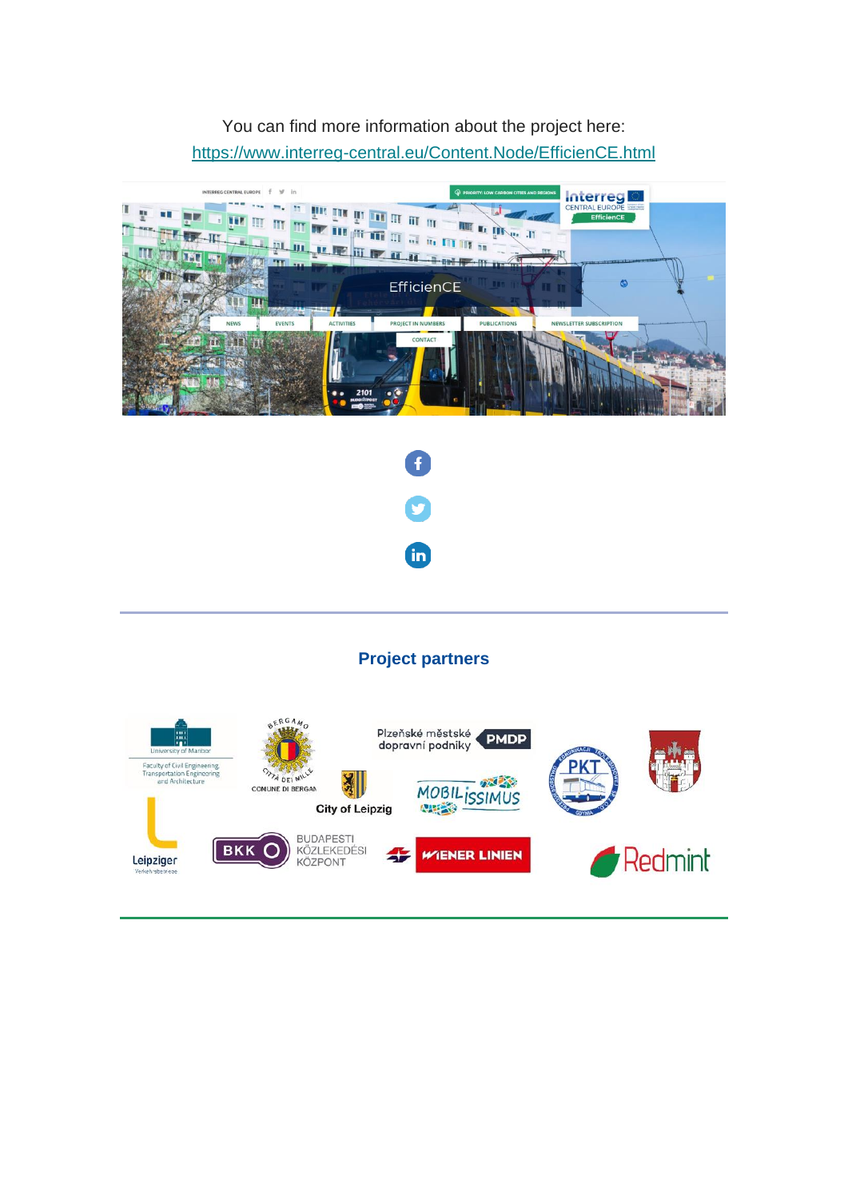You can find more information about the project here: https://www.interreg-central.eu/Content.Node/EfficienCE.html

## Project partners